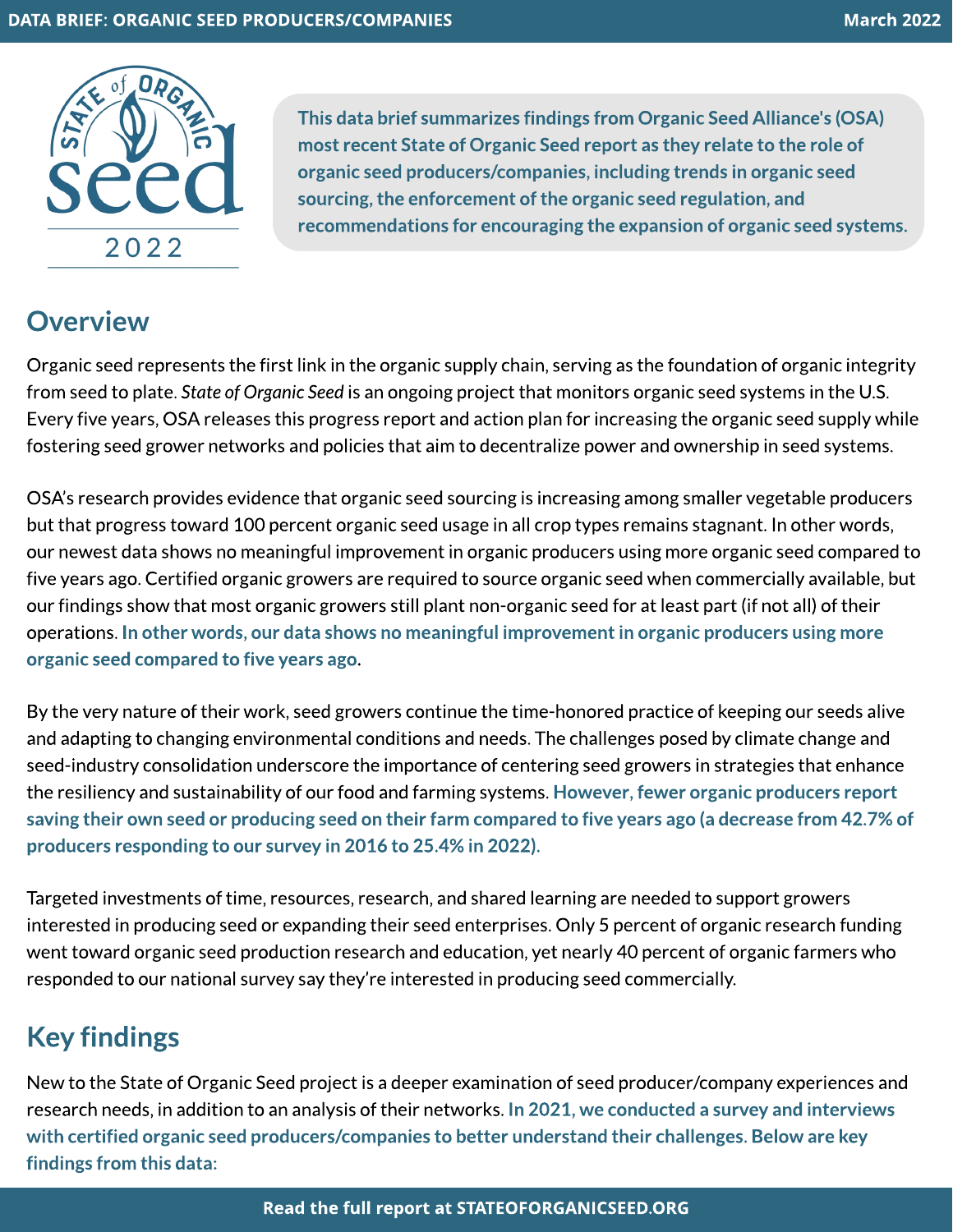This data brief summarizes findings from Organic Seed Alliance's (OSA) most recent State of Organic Seed report as they relate to the role of organic seed producers/companies, including trends in organic seed sourcing, the enforcement of the organic seed regulation, and recommendations for encouraging the expansion of organic seed systems.

## Overview

Organic seed represents the first link in the organic supply chain, serving as the foundation of organic integrity from seed to plate. *State of Organic Seed* is an ongoing project that monitors organic seed systems in the U.S. Every five years, OSA releases this progress report and action plan for increasing the organic seed supply while fostering seed grower networks and policies that aim to decentralize power and ownership in seed systems.

OSA's research provides evidence that organic seed sourcing is increasing among smaller vegetable producers but that progress toward 100 percent organic seed usage in all crop types remains stagnant. In other words, our newest data shows no meaningful improvement in organic producers using more organic seed compared to five years ago. Certified organic growers are required to source organic seed when commercially available, but our findings show that most organic growers still plant non-organic seed for at least part (if not all) of their operations. **In other words, our data shows no meaningful improvement in organic producers using more organic seed compared to five years ago**.

By the very nature of their work, seed growers continue the time-honored practice of keeping our seeds alive and adapting to changing environmental conditions and needs. The challenges posed by climate change and seed-industry consolidation underscore the importance of centering seed growers in strategies that enhance the resiliency and sustainability of our food and farming systems. **However, fewer organic producers report saving their own seed or producing seed on their farm compared to five years ago (a decrease from 42.7% of producers responding to our survey in 2016 to 25.4% in 2022).**

Targeted investments of time, resources, research, and shared learning are needed to support growers interested in producing seed or expanding their seed enterprises. Only 5 percent of organic research funding went toward organic seed production research and education, yet nearly 40 percent of organic farmers who responded to our national survey say they're interested in producing seed commercially.

## Key findings

New to the State of Organic Seed project is a deeper examination of seed producer/company experiences and research needs, in addition to an analysis of their networks. **In 2021, we conducted a survey and interviews with certified organic seed producers/companies to better understand their challenges. Below are key findings from this data:**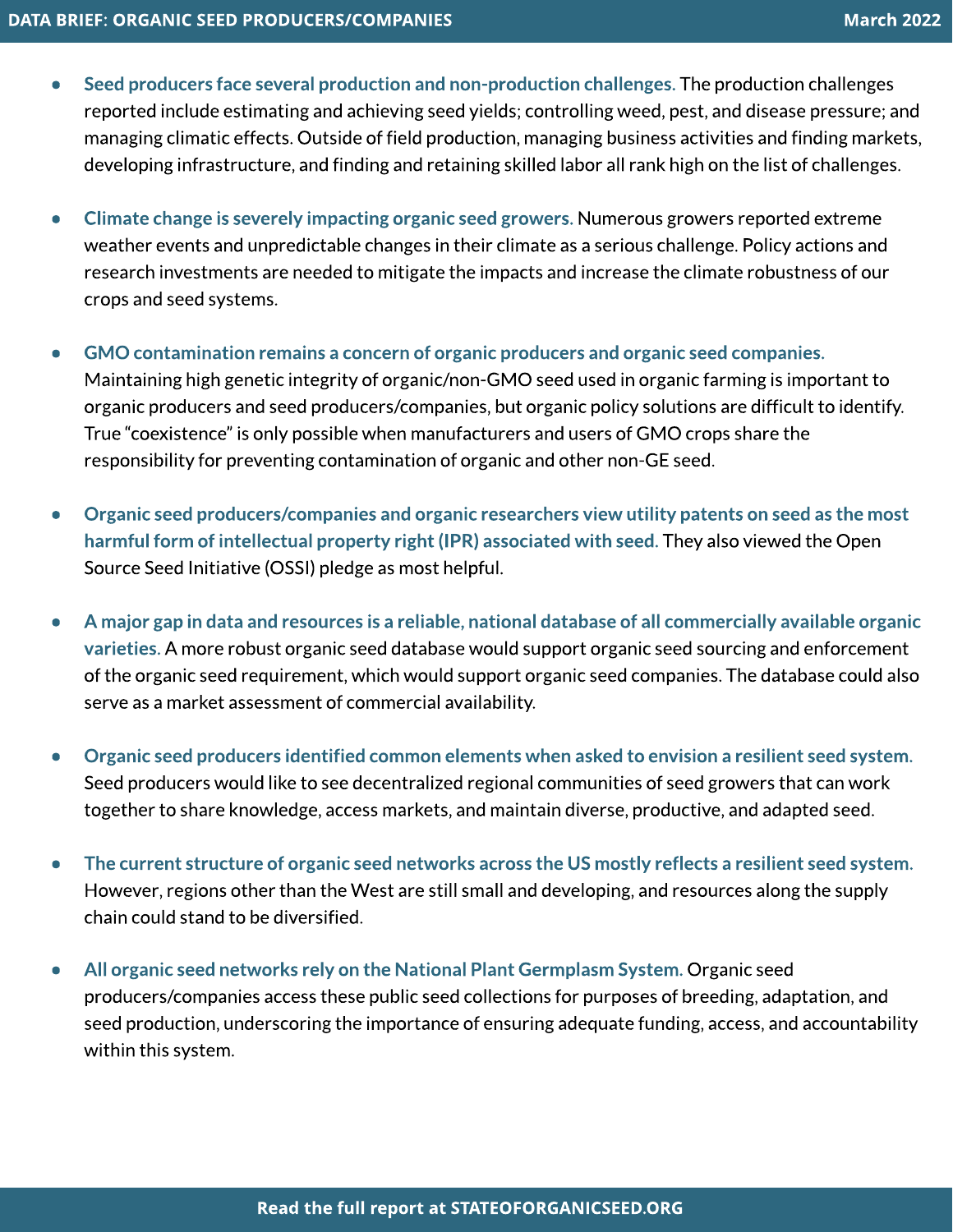- **Seed producers face several production and non-production challenges.** The production challenges reported include estimating and achieving seed yields; controlling weed, pest, and disease pressure; and managing climatic effects. Outside of field production, managing business activities and finding markets, developing infrastructure, and finding and retaining skilled labor all rank high on the list of challenges.

- **Climate change is severely impacting organic seed growers.** Numerous growers reported extreme weather events and unpredictable changes in their climate as a serious challenge. Policy actions and research investments are needed to mitigate the impacts and increase the climate robustness of our crops and seed systems.

- **GMO contamination remains a concern of organic producers and organic seed companies.** Maintaining high genetic integrity of organic/non-GMO seed used in organic farming is important to organic producers and seed producers/companies, but organic policy solutions are difficult to identify. True "coexistence" is only possible when manufacturers and users of GMO crops share the responsibility for preventing contamination of organic and other non-GE seed.

- **Organic seed producers/companies and organic researchers view utility patents on seed as the most harmful form of intellectual property right (IPR) associated with seed.** They also viewed the Open Source Seed Initiative (OSSI) pledge as most helpful.

- **A major gap in data and resources is a reliable, national database of all commercially available organic varieties.** A more robust organic seed database would support organic seed sourcing and enforcement of the organic seed requirement, which would support organic seed companies. The database could also serve as a market assessment of commercial availability.

- **Organic seed producers identified common elements when asked to envision a resilient seed system.** Seed producers would like to see decentralized regional communities of seed growers that can work together to share knowledge, access markets, and maintain diverse, productive, and adapted seed.

- **The current structure of organic seed networks across the US mostly reflects a resilient seed system.** However, regions other than the West are still small and developing, and resources along the supply chain could stand to be diversified.

- **All organic seed networks rely on the National Plant Germplasm System.** Organic seed producers/companies access these public seed collections for purposes of breeding, adaptation, and seed production, underscoring the importance of ensuring adequate funding, access, and accountability within this system.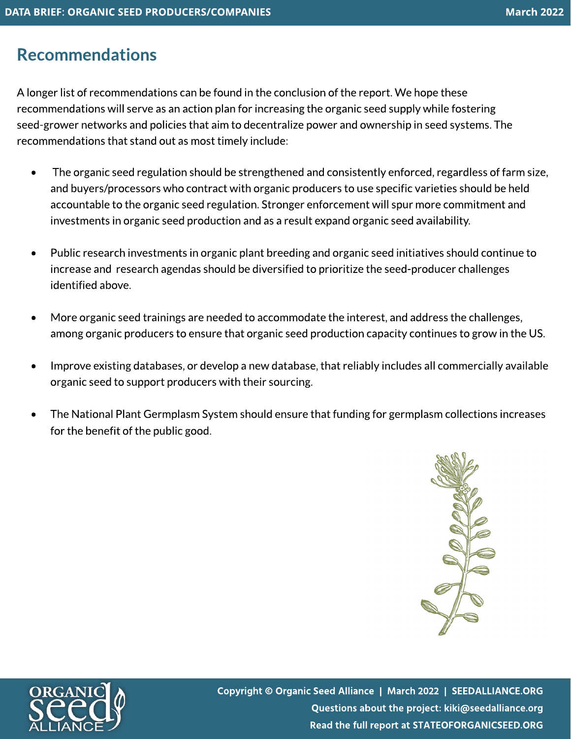## Recommendations

A longer list of recommendations can be found in the conclusion of the report. We hope these recommendations will serve as an action plan for increasing the organic seed supply while fostering seed-grower networks and policies that aim to decentralize power and ownership in seed systems. The recommendations that stand out as most timely include:

- The organic seed regulation should be strengthened and consistently enforced, regardless of farm size, and buyers/processors who contract with organic producers to use specific varieties should be held accountable to the organic seed regulation. Stronger enforcement will spur more commitment and investments in organic seed production and as a result expand organic seed availability.

- Public research investments in organic plant breeding and organic seed initiatives should continue to increase and research agendas should be diversified to prioritize the seed-producer challenges identified above.

- More organic seed trainings are needed to accommodate the interest, and address the challenges, among organic producers to ensure that organic seed production capacity continues to grow in the US.

- Improve existing databases, or develop a new database, that reliably includes all commercially available organic seed to support producers with their sourcing.

- The National Plant Germplasm System should ensure that funding for germplasm collections increases for the benefit of the public good.

Copyright © Organic Seed Alliance | March 2022 | SEEDALLIANCE.ORG

Questions about the project: kiki@seedalliance.org

Read the full report at STATEOFORGANICSEED.ORG